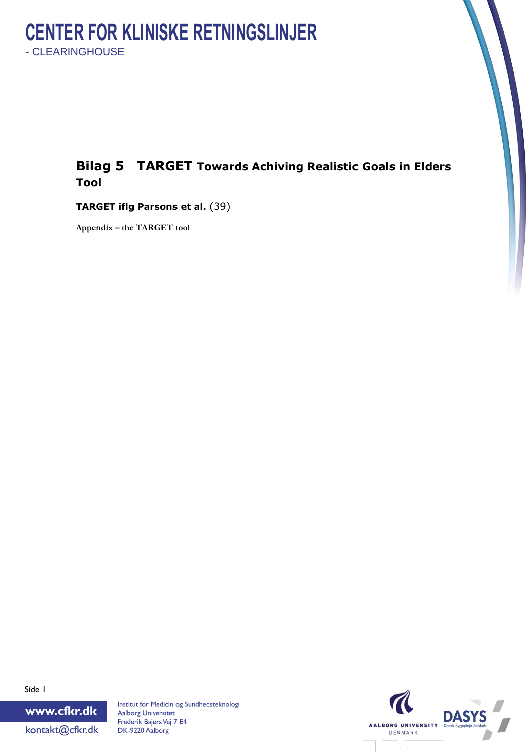# CENTER FOR KLINISKE RETNINGSLINJER
- CLEARINGHOUSE

## Bilag 5 TARGET Towards Achiving Realistic Goals in Elders Tool

**TARGET iflg Parsons et al.** (39)

**Appendix – the TARGET tool**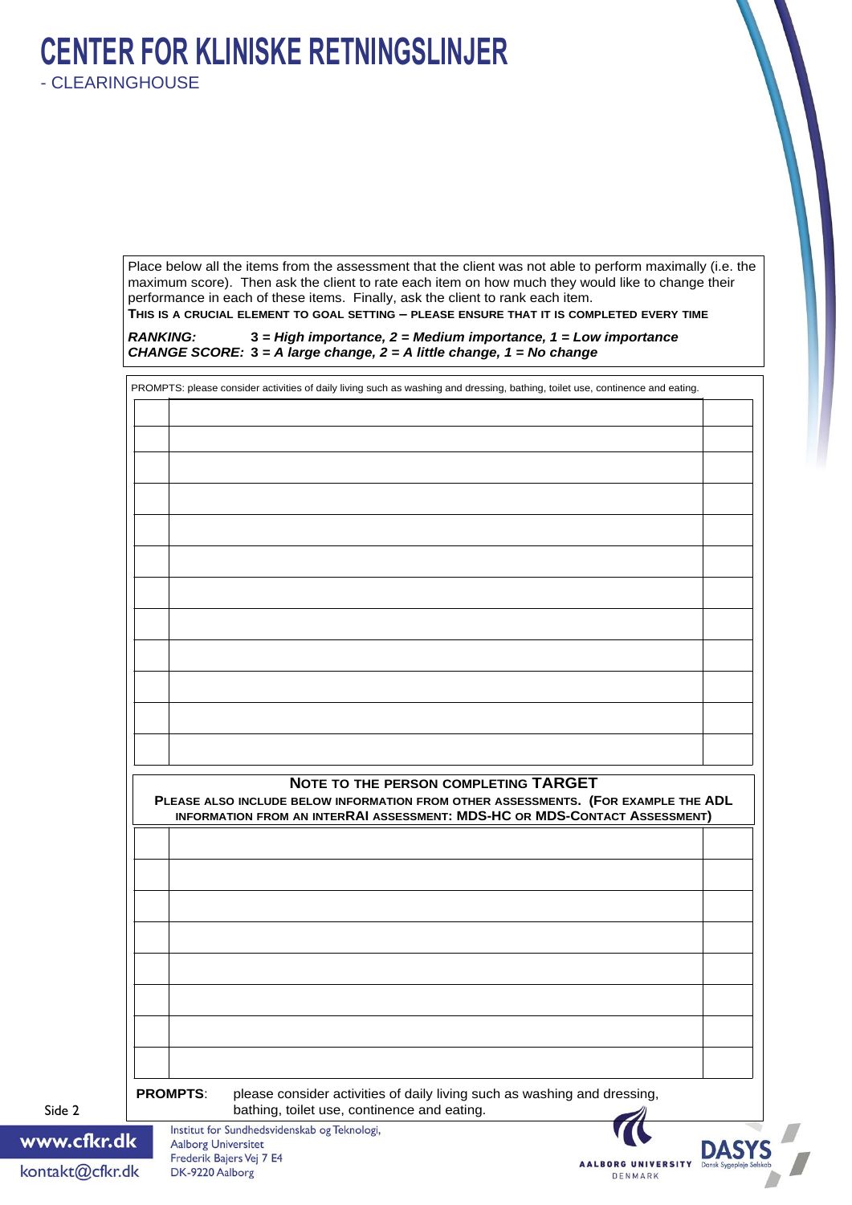Place below all the items from the assessment that the client was not able to perform maximally (i.e. the maximum score). Then ask the client to rate each item on how much they would like to change their performance in each of these items. Finally, ask the client to rank each item.

**THIS IS A CRUCIAL ELEMENT TO GOAL SETTING – PLEASE ENSURE THAT IT IS COMPLETED EVERY TIME**

***RANKING:*** ***3 = High importance, 2 = Medium importance, 1 = Low importance***
***CHANGE SCORE:*** ***3 = A large change, 2 = A little change, 1 = No change***

PROMPTS: please consider activities of daily living such as washing and dressing, bathing, toilet use, continence and eating.

| | | |
|---|---|---|
| | | |
| | | |
| | | |
| | | |
| | | |
| | | |
| | | |
| | | |
| | | |
| | | |
| | | |
| | | |

**NOTE TO THE PERSON COMPLETING TARGET**

**PLEASE ALSO INCLUDE BELOW INFORMATION FROM OTHER ASSESSMENTS. (FOR EXAMPLE THE ADL INFORMATION FROM AN INTERRAI ASSESSMENT: MDS-HC OR MDS-CONTACT ASSESSMENT)**

| | | |
|---|---|---|
| | | |
| | | |
| | | |
| | | |
| | | |
| | | |
| | | |
| | | |

**PROMPTS**: please consider activities of daily living such as washing and dressing, bathing, toilet use, continence and eating.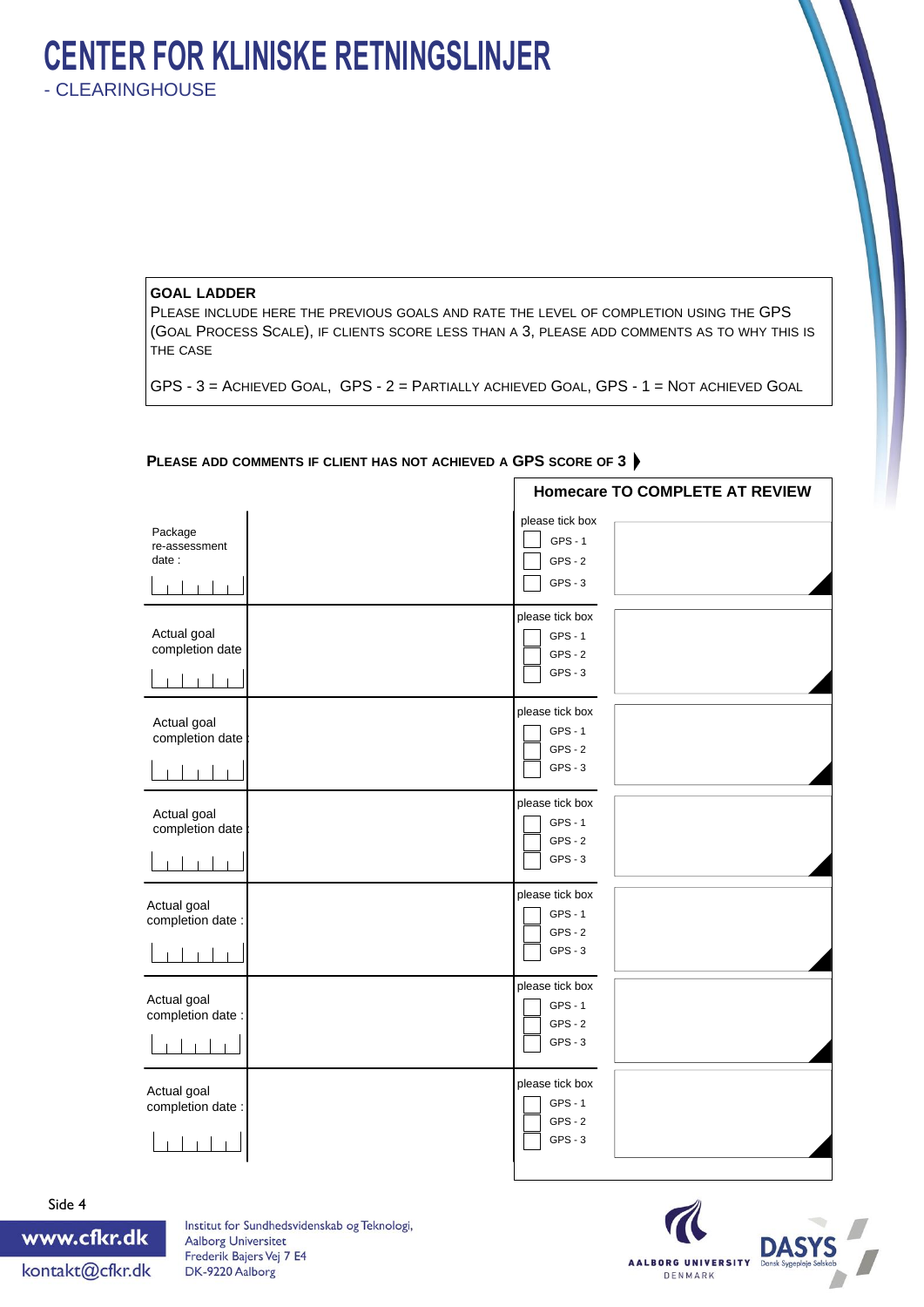# CENTER FOR KLINISKE RETNINGSLINJER

- CLEARINGHOUSE

**GOAL LADDER**

PLEASE INCLUDE HERE THE PREVIOUS GOALS AND RATE THE LEVEL OF COMPLETION USING THE GPS (GOAL PROCESS SCALE), IF CLIENTS SCORE LESS THAN A 3, PLEASE ADD COMMENTS AS TO WHY THIS IS THE CASE

GPS - 3 = ACHIEVED GOAL, GPS - 2 = PARTIALLY ACHIEVED GOAL, GPS - 1 = NOT ACHIEVED GOAL

**PLEASE ADD COMMENTS IF CLIENT HAS NOT ACHIEVED A GPS SCORE OF 3**

| | | Homecare TO COMPLETE AT REVIEW | |
|---|---|---|---|
| Package re-assessment date : | | please tick box<br>☐ GPS - 1<br>☐ GPS - 2<br>☐ GPS - 3 | |
| Actual goal completion date | | please tick box<br>☐ GPS - 1<br>☐ GPS - 2<br>☐ GPS - 3 | |
| Actual goal completion date : | | please tick box<br>☐ GPS - 1<br>☐ GPS - 2<br>☐ GPS - 3 | |
| Actual goal completion date : | | please tick box<br>☐ GPS - 1<br>☐ GPS - 2<br>☐ GPS - 3 | |
| Actual goal completion date : | | please tick box<br>☐ GPS - 1<br>☐ GPS - 2<br>☐ GPS - 3 | |
| Actual goal completion date : | | please tick box<br>☐ GPS - 1<br>☐ GPS - 2<br>☐ GPS - 3 | |
| Actual goal completion date : | | please tick box<br>☐ GPS - 1<br>☐ GPS - 2<br>☐ GPS - 3 | |

www.cfkr.dk
kontakt@cfkr.dk

Institut for Sundhedsvidenskab og Teknologi,
Aalborg Universitet
Frederik Bajers Vej 7 E4
DK-9220 Aalborg

AALBORG UNIVERSITY DENMARK

DASYS Dansk Sygepleje Selskab